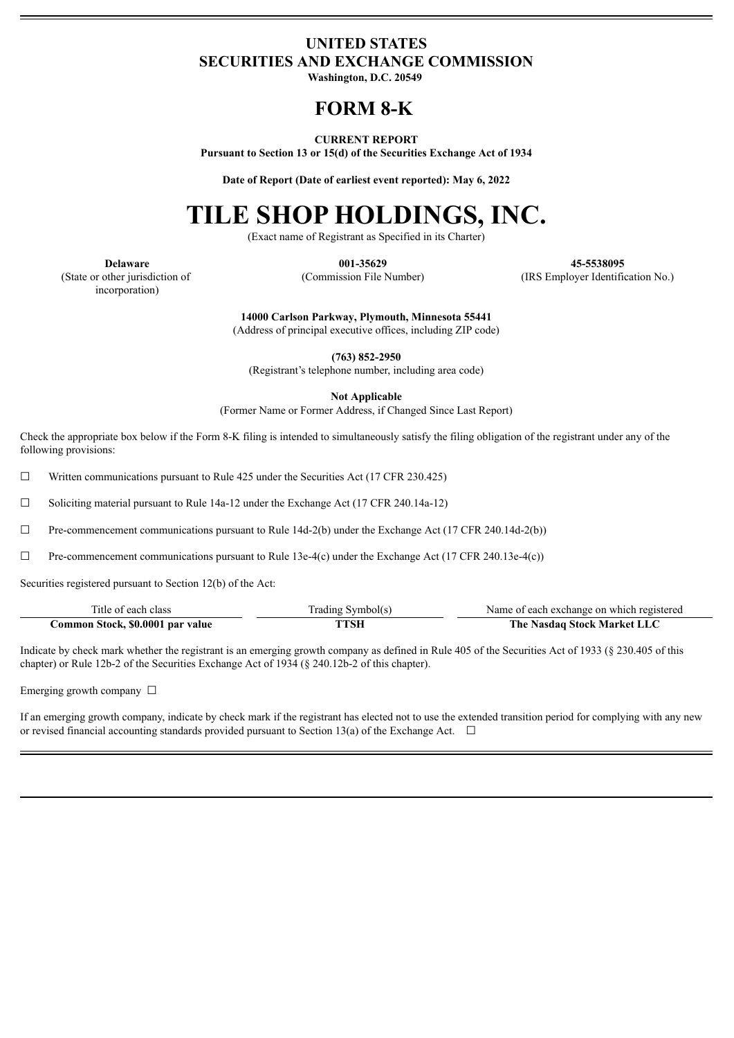# UNITED STATES
# SECURITIES AND EXCHANGE COMMISSION

**Washington, D.C. 20549**

# FORM 8-K

**CURRENT REPORT**
**Pursuant to Section 13 or 15(d) of the Securities Exchange Act of 1934**

**Date of Report (Date of earliest event reported): May 6, 2022**

# TILE SHOP HOLDINGS, INC.

(Exact name of Registrant as Specified in its Charter)

| **Delaware** | **001-35629** | **45-5538095** |
|---|---|---|
| (State or other jurisdiction of incorporation) | (Commission File Number) | (IRS Employer Identification No.) |

**14000 Carlson Parkway, Plymouth, Minnesota 55441**
(Address of principal executive offices, including ZIP code)

**(763) 852-2950**
(Registrant's telephone number, including area code)

**Not Applicable**
(Former Name or Former Address, if Changed Since Last Report)

Check the appropriate box below if the Form 8-K filing is intended to simultaneously satisfy the filing obligation of the registrant under any of the following provisions:

☐ Written communications pursuant to Rule 425 under the Securities Act (17 CFR 230.425)

☐ Soliciting material pursuant to Rule 14a-12 under the Exchange Act (17 CFR 240.14a-12)

☐ Pre-commencement communications pursuant to Rule 14d-2(b) under the Exchange Act (17 CFR 240.14d-2(b))

☐ Pre-commencement communications pursuant to Rule 13e-4(c) under the Exchange Act (17 CFR 240.13e-4(c))

Securities registered pursuant to Section 12(b) of the Act:

| Title of each class | Trading Symbol(s) | Name of each exchange on which registered |
|---|---|---|
| **Common Stock, $0.0001 par value** | **TTSH** | **The Nasdaq Stock Market LLC** |

Indicate by check mark whether the registrant is an emerging growth company as defined in Rule 405 of the Securities Act of 1933 (§ 230.405 of this chapter) or Rule 12b-2 of the Securities Exchange Act of 1934 (§ 240.12b-2 of this chapter).

Emerging growth company ☐

If an emerging growth company, indicate by check mark if the registrant has elected not to use the extended transition period for complying with any new or revised financial accounting standards provided pursuant to Section 13(a) of the Exchange Act. ☐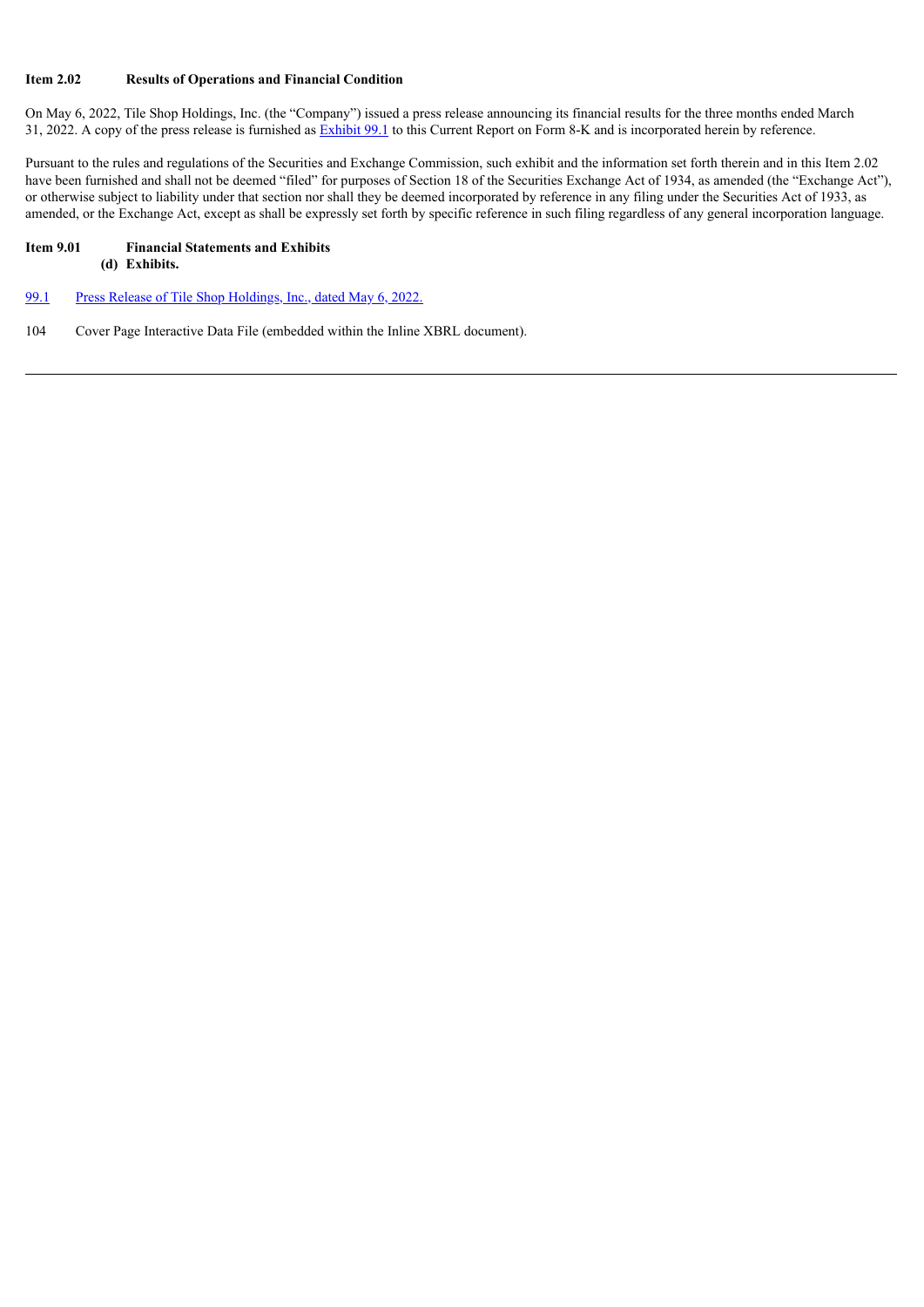**Item 2.02 Results of Operations and Financial Condition**

On May 6, 2022, Tile Shop Holdings, Inc. (the "Company") issued a press release announcing its financial results for the three months ended March 31, 2022. A copy of the press release is furnished as Exhibit 99.1 to this Current Report on Form 8-K and is incorporated herein by reference.

Pursuant to the rules and regulations of the Securities and Exchange Commission, such exhibit and the information set forth therein and in this Item 2.02 have been furnished and shall not be deemed "filed" for purposes of Section 18 of the Securities Exchange Act of 1934, as amended (the "Exchange Act"), or otherwise subject to liability under that section nor shall they be deemed incorporated by reference in any filing under the Securities Act of 1933, as amended, or the Exchange Act, except as shall be expressly set forth by specific reference in such filing regardless of any general incorporation language.

**Item 9.01 Financial Statements and Exhibits**

**(d) Exhibits.**

99.1 Press Release of Tile Shop Holdings, Inc., dated May 6, 2022.

104 Cover Page Interactive Data File (embedded within the Inline XBRL document).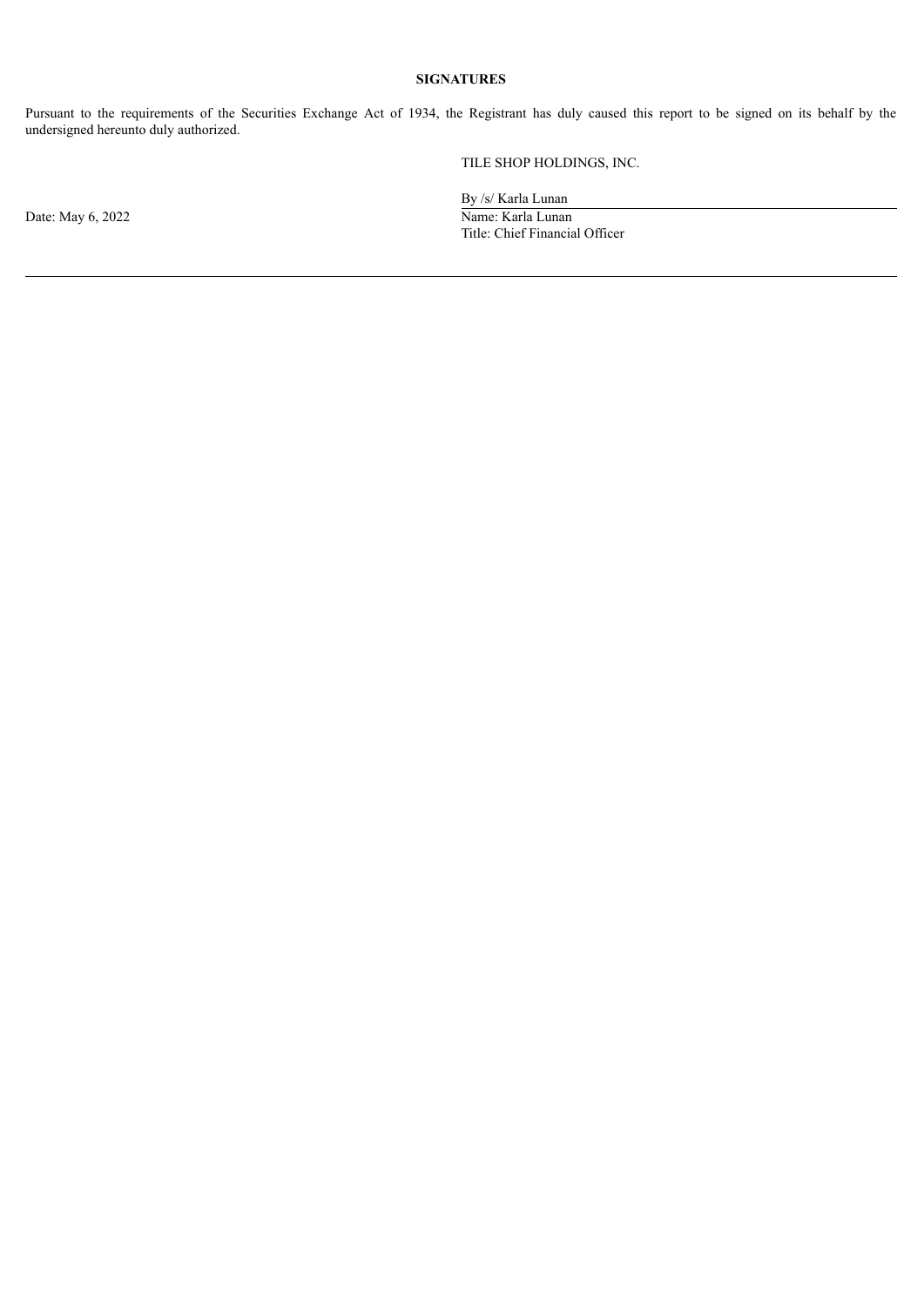**SIGNATURES**

Pursuant to the requirements of the Securities Exchange Act of 1934, the Registrant has duly caused this report to be signed on its behalf by the undersigned hereunto duly authorized.

TILE SHOP HOLDINGS, INC.

By /s/ Karla Lunan

Date: May 6, 2022

Name: Karla Lunan

Title: Chief Financial Officer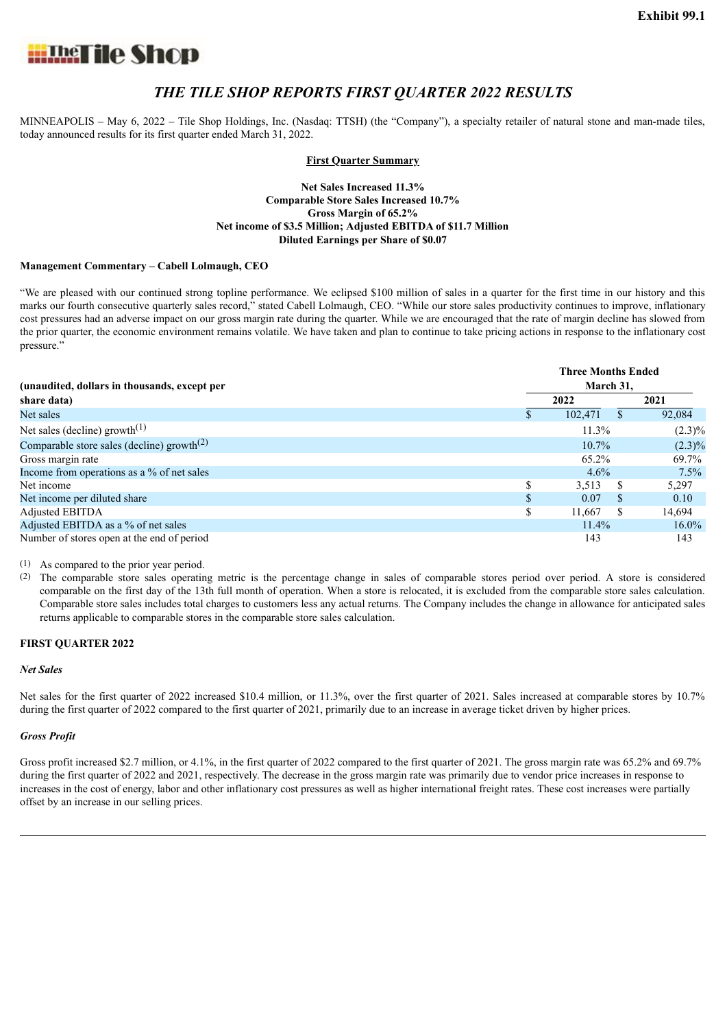Exhibit 99.1

**The Tile Shop**

# *THE TILE SHOP REPORTS FIRST QUARTER 2022 RESULTS*

MINNEAPOLIS – May 6, 2022 – Tile Shop Holdings, Inc. (Nasdaq: TTSH) (the "Company"), a specialty retailer of natural stone and man-made tiles, today announced results for its first quarter ended March 31, 2022.

**First Quarter Summary**

**Net Sales Increased 11.3%**
**Comparable Store Sales Increased 10.7%**
**Gross Margin of 65.2%**
**Net income of $3.5 Million; Adjusted EBITDA of $11.7 Million**
**Diluted Earnings per Share of $0.07**

**Management Commentary – Cabell Lolmaugh, CEO**

"We are pleased with our continued strong topline performance. We eclipsed $100 million of sales in a quarter for the first time in our history and this marks our fourth consecutive quarterly sales record," stated Cabell Lolmaugh, CEO. "While our store sales productivity continues to improve, inflationary cost pressures had an adverse impact on our gross margin rate during the quarter. While we are encouraged that the rate of margin decline has slowed from the prior quarter, the economic environment remains volatile. We have taken and plan to continue to take pricing actions in response to the inflationary cost pressure."

| (unaudited, dollars in thousands, except per share data) | Three Months Ended March 31, 2022 | Three Months Ended March 31, 2021 |
|---|---|---|
| Net sales | $ 102,471 | $ 92,084 |
| Net sales (decline) growth[1] | 11.3% | (2.3)% |
| Comparable store sales (decline) growth[2] | 10.7% | (2.3)% |
| Gross margin rate | 65.2% | 69.7% |
| Income from operations as a % of net sales | 4.6% | 7.5% |
| Net income | $ 3,513 | $ 5,297 |
| Net income per diluted share | $ 0.07 | $ 0.10 |
| Adjusted EBITDA | $ 11,667 | $ 14,694 |
| Adjusted EBITDA as a % of net sales | 11.4% | 16.0% |
| Number of stores open at the end of period | 143 | 143 |

(1) As compared to the prior year period.

(2) The comparable store sales operating metric is the percentage change in sales of comparable stores period over period. A store is considered comparable on the first day of the 13th full month of operation. When a store is relocated, it is excluded from the comparable store sales calculation. Comparable store sales includes total charges to customers less any actual returns. The Company includes the change in allowance for anticipated sales returns applicable to comparable stores in the comparable store sales calculation.

**FIRST QUARTER 2022**

***Net Sales***

Net sales for the first quarter of 2022 increased $10.4 million, or 11.3%, over the first quarter of 2021. Sales increased at comparable stores by 10.7% during the first quarter of 2022 compared to the first quarter of 2021, primarily due to an increase in average ticket driven by higher prices.

***Gross Profit***

Gross profit increased $2.7 million, or 4.1%, in the first quarter of 2022 compared to the first quarter of 2021. The gross margin rate was 65.2% and 69.7% during the first quarter of 2022 and 2021, respectively. The decrease in the gross margin rate was primarily due to vendor price increases in response to increases in the cost of energy, labor and other inflationary cost pressures as well as higher international freight rates. These cost increases were partially offset by an increase in our selling prices.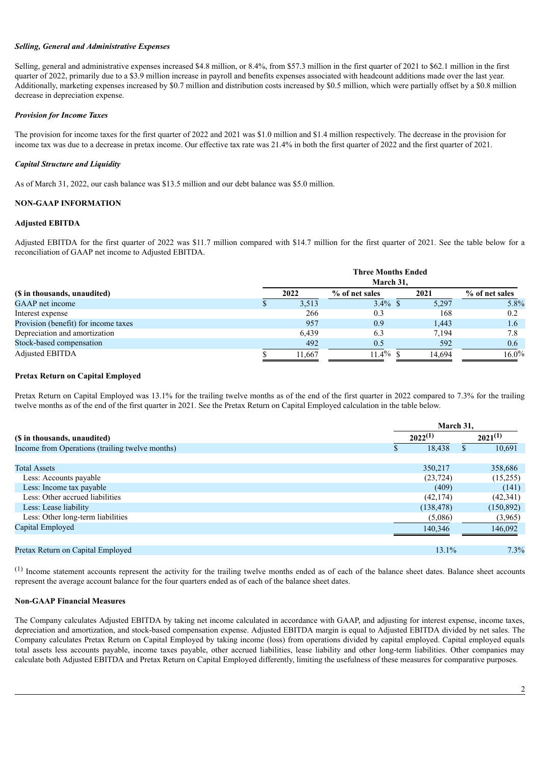*Selling, General and Administrative Expenses*

Selling, general and administrative expenses increased $4.8 million, or 8.4%, from $57.3 million in the first quarter of 2021 to $62.1 million in the first quarter of 2022, primarily due to a $3.9 million increase in payroll and benefits expenses associated with headcount additions made over the last year. Additionally, marketing expenses increased by $0.7 million and distribution costs increased by $0.5 million, which were partially offset by a $0.8 million decrease in depreciation expense.

*Provision for Income Taxes*

The provision for income taxes for the first quarter of 2022 and 2021 was $1.0 million and $1.4 million respectively. The decrease in the provision for income tax was due to a decrease in pretax income. Our effective tax rate was 21.4% in both the first quarter of 2022 and the first quarter of 2021.

*Capital Structure and Liquidity*

As of March 31, 2022, our cash balance was $13.5 million and our debt balance was $5.0 million.

**NON-GAAP INFORMATION**

**Adjusted EBITDA**

Adjusted EBITDA for the first quarter of 2022 was $11.7 million compared with $14.7 million for the first quarter of 2021. See the table below for a reconciliation of GAAP net income to Adjusted EBITDA.

| | Three Months Ended March 31, | | | |
|---|---|---|---|---|
| **($ in thousands, unaudited)** | **2022** | **% of net sales** | **2021** | **% of net sales** |
| GAAP net income | $ 3,513 | 3.4% | $ 5,297 | 5.8% |
| Interest expense | 266 | 0.3 | 168 | 0.2 |
| Provision (benefit) for income taxes | 957 | 0.9 | 1,443 | 1.6 |
| Depreciation and amortization | 6,439 | 6.3 | 7,194 | 7.8 |
| Stock-based compensation | 492 | 0.5 | 592 | 0.6 |
| Adjusted EBITDA | $ 11,667 | 11.4% | $ 14,694 | 16.0% |

**Pretax Return on Capital Employed**

Pretax Return on Capital Employed was 13.1% for the trailing twelve months as of the end of the first quarter in 2022 compared to 7.3% for the trailing twelve months as of the end of the first quarter in 2021. See the Pretax Return on Capital Employed calculation in the table below.

| | March 31, | |
|---|---|---|
| **($ in thousands, unaudited)** | **2022[1]** | **2021[1]** |
| Income from Operations (trailing twelve months) | $ 18,438 | $ 10,691 |
| | | |
| Total Assets | 350,217 | 358,686 |
| Less: Accounts payable | (23,724) | (15,255) |
| Less: Income tax payable | (409) | (141) |
| Less: Other accrued liabilities | (42,174) | (42,341) |
| Less: Lease liability | (138,478) | (150,892) |
| Less: Other long-term liabilities | (5,086) | (3,965) |
| Capital Employed | 140,346 | 146,092 |
| | | |
| Pretax Return on Capital Employed | 13.1% | 7.3% |

[1] Income statement accounts represent the activity for the trailing twelve months ended as of each of the balance sheet dates. Balance sheet accounts represent the average account balance for the four quarters ended as of each of the balance sheet dates.

**Non-GAAP Financial Measures**

The Company calculates Adjusted EBITDA by taking net income calculated in accordance with GAAP, and adjusting for interest expense, income taxes, depreciation and amortization, and stock-based compensation expense. Adjusted EBITDA margin is equal to Adjusted EBITDA divided by net sales. The Company calculates Pretax Return on Capital Employed by taking income (loss) from operations divided by capital employed. Capital employed equals total assets less accounts payable, income taxes payable, other accrued liabilities, lease liability and other long-term liabilities. Other companies may calculate both Adjusted EBITDA and Pretax Return on Capital Employed differently, limiting the usefulness of these measures for comparative purposes.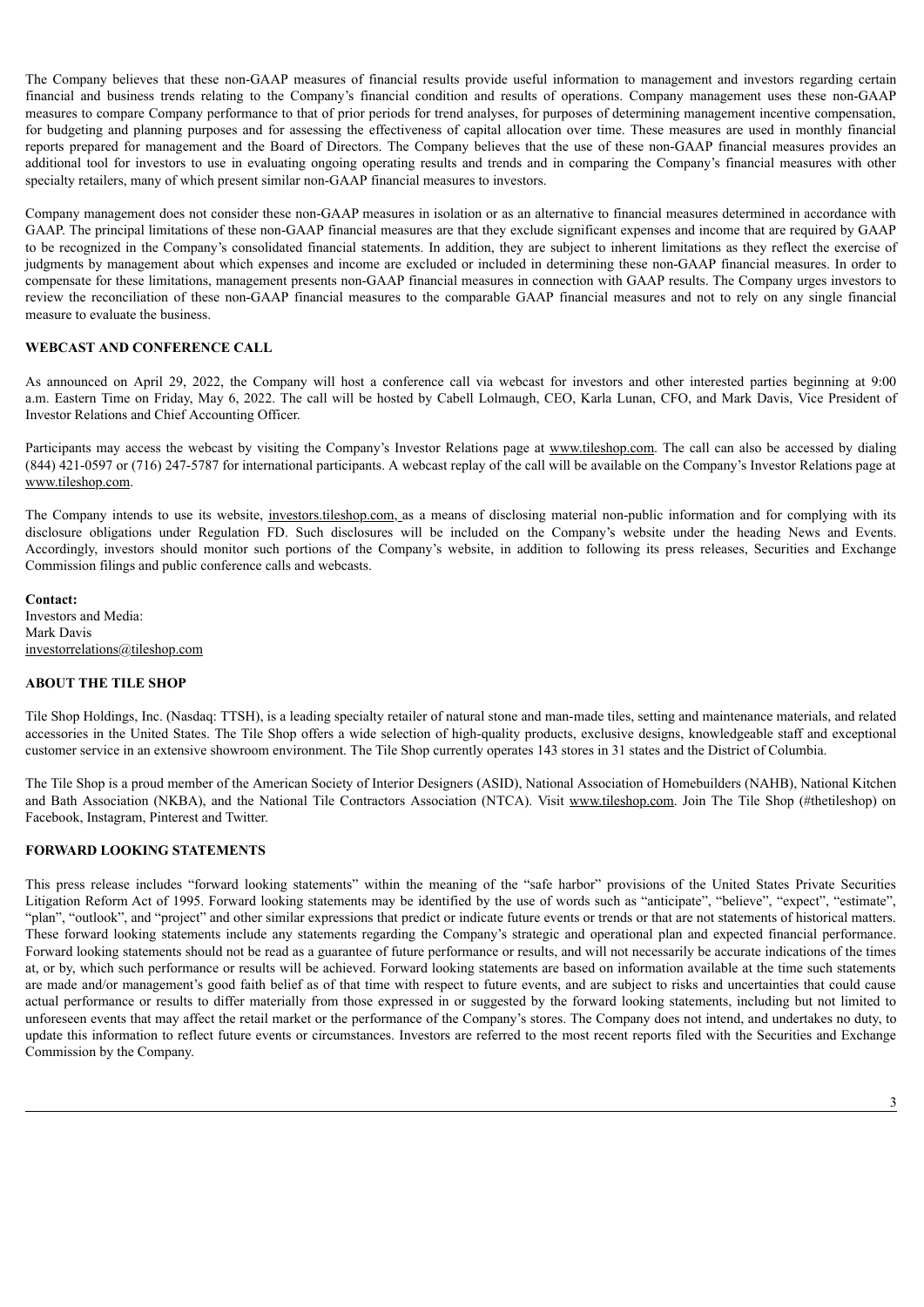The Company believes that these non-GAAP measures of financial results provide useful information to management and investors regarding certain financial and business trends relating to the Company's financial condition and results of operations. Company management uses these non-GAAP measures to compare Company performance to that of prior periods for trend analyses, for purposes of determining management incentive compensation, for budgeting and planning purposes and for assessing the effectiveness of capital allocation over time. These measures are used in monthly financial reports prepared for management and the Board of Directors. The Company believes that the use of these non-GAAP financial measures provides an additional tool for investors to use in evaluating ongoing operating results and trends and in comparing the Company's financial measures with other specialty retailers, many of which present similar non-GAAP financial measures to investors.

Company management does not consider these non-GAAP measures in isolation or as an alternative to financial measures determined in accordance with GAAP. The principal limitations of these non-GAAP financial measures are that they exclude significant expenses and income that are required by GAAP to be recognized in the Company's consolidated financial statements. In addition, they are subject to inherent limitations as they reflect the exercise of judgments by management about which expenses and income are excluded or included in determining these non-GAAP financial measures. In order to compensate for these limitations, management presents non-GAAP financial measures in connection with GAAP results. The Company urges investors to review the reconciliation of these non-GAAP financial measures to the comparable GAAP financial measures and not to rely on any single financial measure to evaluate the business.

**WEBCAST AND CONFERENCE CALL**

As announced on April 29, 2022, the Company will host a conference call via webcast for investors and other interested parties beginning at 9:00 a.m. Eastern Time on Friday, May 6, 2022. The call will be hosted by Cabell Lolmaugh, CEO, Karla Lunan, CFO, and Mark Davis, Vice President of Investor Relations and Chief Accounting Officer.

Participants may access the webcast by visiting the Company's Investor Relations page at www.tileshop.com. The call can also be accessed by dialing (844) 421-0597 or (716) 247-5787 for international participants. A webcast replay of the call will be available on the Company's Investor Relations page at www.tileshop.com.

The Company intends to use its website, investors.tileshop.com, as a means of disclosing material non-public information and for complying with its disclosure obligations under Regulation FD. Such disclosures will be included on the Company's website under the heading News and Events. Accordingly, investors should monitor such portions of the Company's website, in addition to following its press releases, Securities and Exchange Commission filings and public conference calls and webcasts.

**Contact:**
Investors and Media:
Mark Davis
investorrelations@tileshop.com

**ABOUT THE TILE SHOP**

Tile Shop Holdings, Inc. (Nasdaq: TTSH), is a leading specialty retailer of natural stone and man-made tiles, setting and maintenance materials, and related accessories in the United States. The Tile Shop offers a wide selection of high-quality products, exclusive designs, knowledgeable staff and exceptional customer service in an extensive showroom environment. The Tile Shop currently operates 143 stores in 31 states and the District of Columbia.

The Tile Shop is a proud member of the American Society of Interior Designers (ASID), National Association of Homebuilders (NAHB), National Kitchen and Bath Association (NKBA), and the National Tile Contractors Association (NTCA). Visit www.tileshop.com. Join The Tile Shop (#thetileshop) on Facebook, Instagram, Pinterest and Twitter.

**FORWARD LOOKING STATEMENTS**

This press release includes "forward looking statements" within the meaning of the "safe harbor" provisions of the United States Private Securities Litigation Reform Act of 1995. Forward looking statements may be identified by the use of words such as "anticipate", "believe", "expect", "estimate", "plan", "outlook", and "project" and other similar expressions that predict or indicate future events or trends or that are not statements of historical matters. These forward looking statements include any statements regarding the Company's strategic and operational plan and expected financial performance. Forward looking statements should not be read as a guarantee of future performance or results, and will not necessarily be accurate indications of the times at, or by, which such performance or results will be achieved. Forward looking statements are based on information available at the time such statements are made and/or management's good faith belief as of that time with respect to future events, and are subject to risks and uncertainties that could cause actual performance or results to differ materially from those expressed in or suggested by the forward looking statements, including but not limited to unforeseen events that may affect the retail market or the performance of the Company's stores. The Company does not intend, and undertakes no duty, to update this information to reflect future events or circumstances. Investors are referred to the most recent reports filed with the Securities and Exchange Commission by the Company.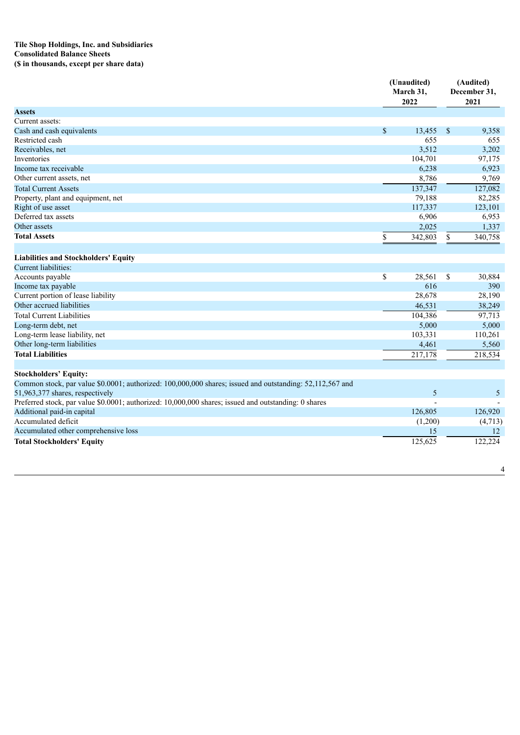**Tile Shop Holdings, Inc. and Subsidiaries**
**Consolidated Balance Sheets**
**($ in thousands, except per share data)**

| | (Unaudited) March 31, 2022 | (Audited) December 31, 2021 |
|---|---|---|
| **Assets** | | |
| Current assets: | | |
| Cash and cash equivalents | $ 13,455 | $ 9,358 |
| Restricted cash | 655 | 655 |
| Receivables, net | 3,512 | 3,202 |
| Inventories | 104,701 | 97,175 |
| Income tax receivable | 6,238 | 6,923 |
| Other current assets, net | 8,786 | 9,769 |
| Total Current Assets | 137,347 | 127,082 |
| Property, plant and equipment, net | 79,188 | 82,285 |
| Right of use asset | 117,337 | 123,101 |
| Deferred tax assets | 6,906 | 6,953 |
| Other assets | 2,025 | 1,337 |
| **Total Assets** | $ 342,803 | $ 340,758 |
| | | |
| **Liabilities and Stockholders' Equity** | | |
| Current liabilities: | | |
| Accounts payable | $ 28,561 | $ 30,884 |
| Income tax payable | 616 | 390 |
| Current portion of lease liability | 28,678 | 28,190 |
| Other accrued liabilities | 46,531 | 38,249 |
| Total Current Liabilities | 104,386 | 97,713 |
| Long-term debt, net | 5,000 | 5,000 |
| Long-term lease liability, net | 103,331 | 110,261 |
| Other long-term liabilities | 4,461 | 5,560 |
| **Total Liabilities** | 217,178 | 218,534 |
| | | |
| **Stockholders' Equity:** | | |
| Common stock, par value $0.0001; authorized: 100,000,000 shares; issued and outstanding: 52,112,567 and 51,963,377 shares, respectively | 5 | 5 |
| Preferred stock, par value $0.0001; authorized: 10,000,000 shares; issued and outstanding: 0 shares | - | - |
| Additional paid-in capital | 126,805 | 126,920 |
| Accumulated deficit | (1,200) | (4,713) |
| Accumulated other comprehensive loss | 15 | 12 |
| **Total Stockholders' Equity** | 125,625 | 122,224 |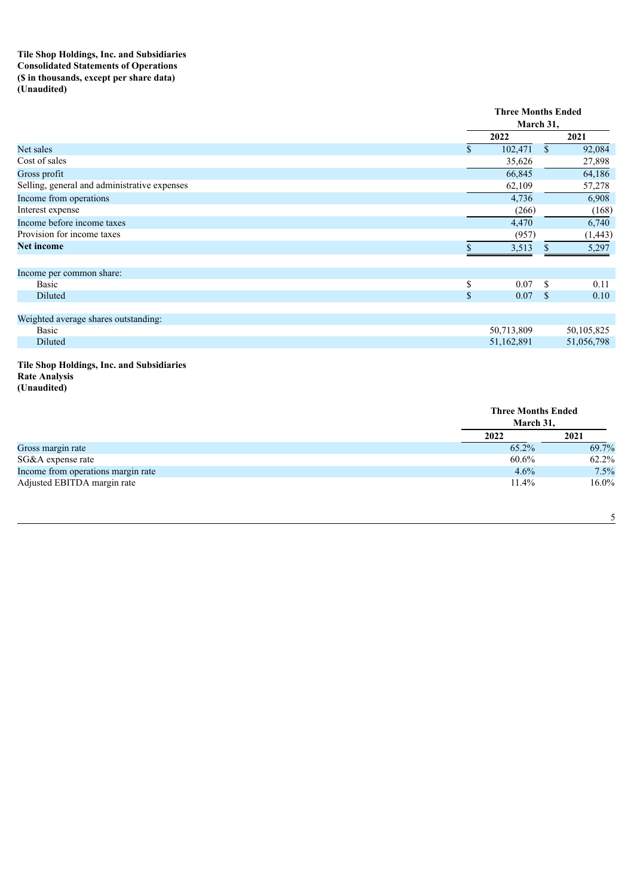**Tile Shop Holdings, Inc. and Subsidiaries**
**Consolidated Statements of Operations**
**($ in thousands, except per share data)**
**(Unaudited)**

| | Three Months Ended March 31, | |
|---|---|---|
| | 2022 | 2021 |
| Net sales | $ 102,471 | $ 92,084 |
| Cost of sales | 35,626 | 27,898 |
| Gross profit | 66,845 | 64,186 |
| Selling, general and administrative expenses | 62,109 | 57,278 |
| Income from operations | 4,736 | 6,908 |
| Interest expense | (266) | (168) |
| Income before income taxes | 4,470 | 6,740 |
| Provision for income taxes | (957) | (1,443) |
| **Net income** | $ 3,513 | $ 5,297 |
| | | |
| Income per common share: | | |
| Basic | $ 0.07 | $ 0.11 |
| Diluted | $ 0.07 | $ 0.10 |
| | | |
| Weighted average shares outstanding: | | |
| Basic | 50,713,809 | 50,105,825 |
| Diluted | 51,162,891 | 51,056,798 |

**Tile Shop Holdings, Inc. and Subsidiaries**
**Rate Analysis**
**(Unaudited)**

| | Three Months Ended March 31, | |
|---|---|---|
| | 2022 | 2021 |
| Gross margin rate | 65.2% | 69.7% |
| SG&A expense rate | 60.6% | 62.2% |
| Income from operations margin rate | 4.6% | 7.5% |
| Adjusted EBITDA margin rate | 11.4% | 16.0% |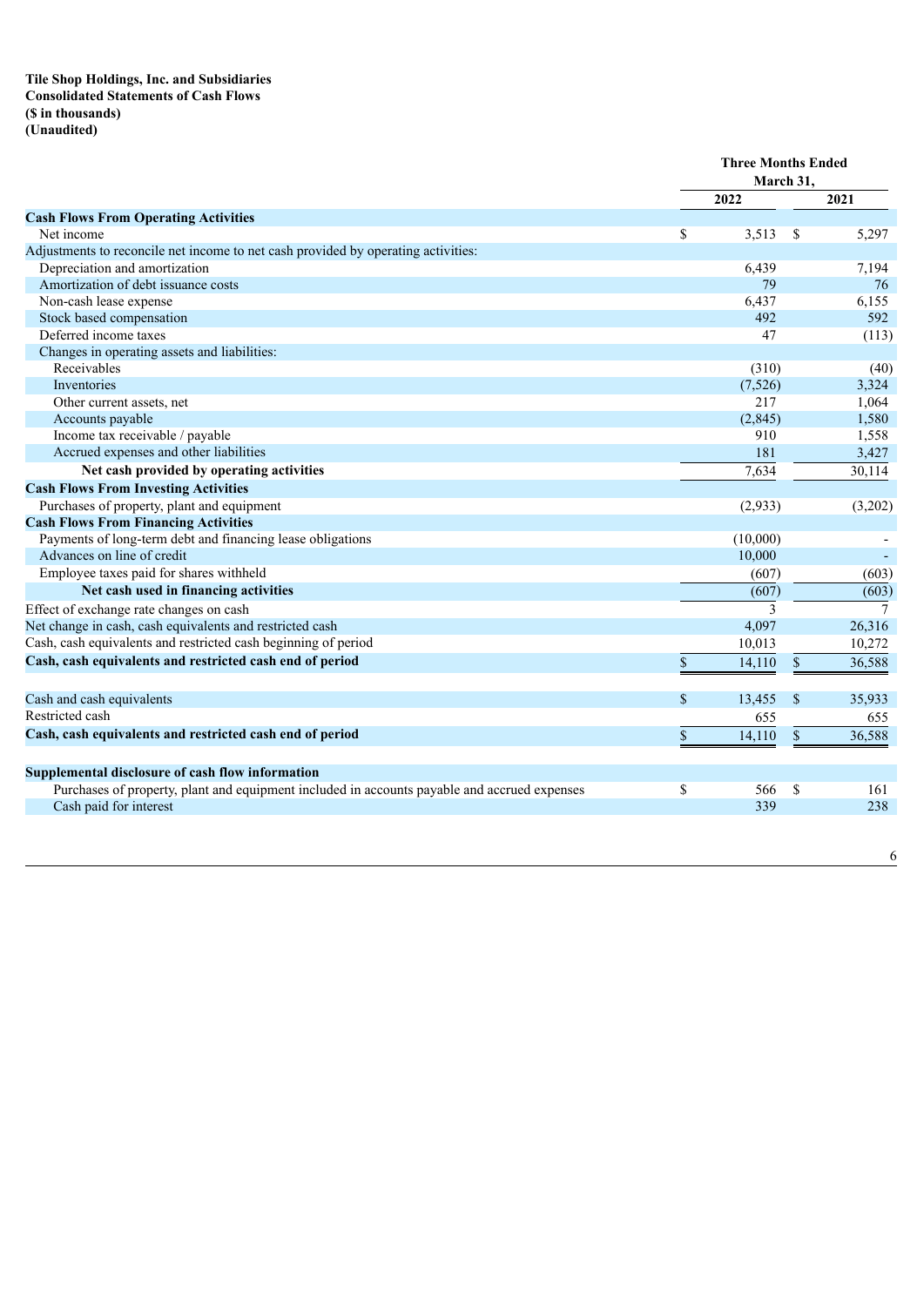**Tile Shop Holdings, Inc. and Subsidiaries**
**Consolidated Statements of Cash Flows**
**($ in thousands)**
**(Unaudited)**

| | Three Months Ended March 31, | |
|---|---|---|
| | 2022 | 2021 |
| **Cash Flows From Operating Activities** | | |
| Net income | $ 3,513 | $ 5,297 |
| Adjustments to reconcile net income to net cash provided by operating activities: | | |
| Depreciation and amortization | 6,439 | 7,194 |
| Amortization of debt issuance costs | 79 | 76 |
| Non-cash lease expense | 6,437 | 6,155 |
| Stock based compensation | 492 | 592 |
| Deferred income taxes | 47 | (113) |
| Changes in operating assets and liabilities: | | |
| Receivables | (310) | (40) |
| Inventories | (7,526) | 3,324 |
| Other current assets, net | 217 | 1,064 |
| Accounts payable | (2,845) | 1,580 |
| Income tax receivable / payable | 910 | 1,558 |
| Accrued expenses and other liabilities | 181 | 3,427 |
| **Net cash provided by operating activities** | 7,634 | 30,114 |
| **Cash Flows From Investing Activities** | | |
| Purchases of property, plant and equipment | (2,933) | (3,202) |
| **Cash Flows From Financing Activities** | | |
| Payments of long-term debt and financing lease obligations | (10,000) | - |
| Advances on line of credit | 10,000 | - |
| Employee taxes paid for shares withheld | (607) | (603) |
| **Net cash used in financing activities** | (607) | (603) |
| Effect of exchange rate changes on cash | 3 | 7 |
| Net change in cash, cash equivalents and restricted cash | 4,097 | 26,316 |
| Cash, cash equivalents and restricted cash beginning of period | 10,013 | 10,272 |
| **Cash, cash equivalents and restricted cash end of period** | $ 14,110 | $ 36,588 |
| | | |
| Cash and cash equivalents | $ 13,455 | $ 35,933 |
| Restricted cash | 655 | 655 |
| **Cash, cash equivalents and restricted cash end of period** | $ 14,110 | $ 36,588 |
| | | |
| **Supplemental disclosure of cash flow information** | | |
| Purchases of property, plant and equipment included in accounts payable and accrued expenses | $ 566 | $ 161 |
| Cash paid for interest | 339 | 238 |